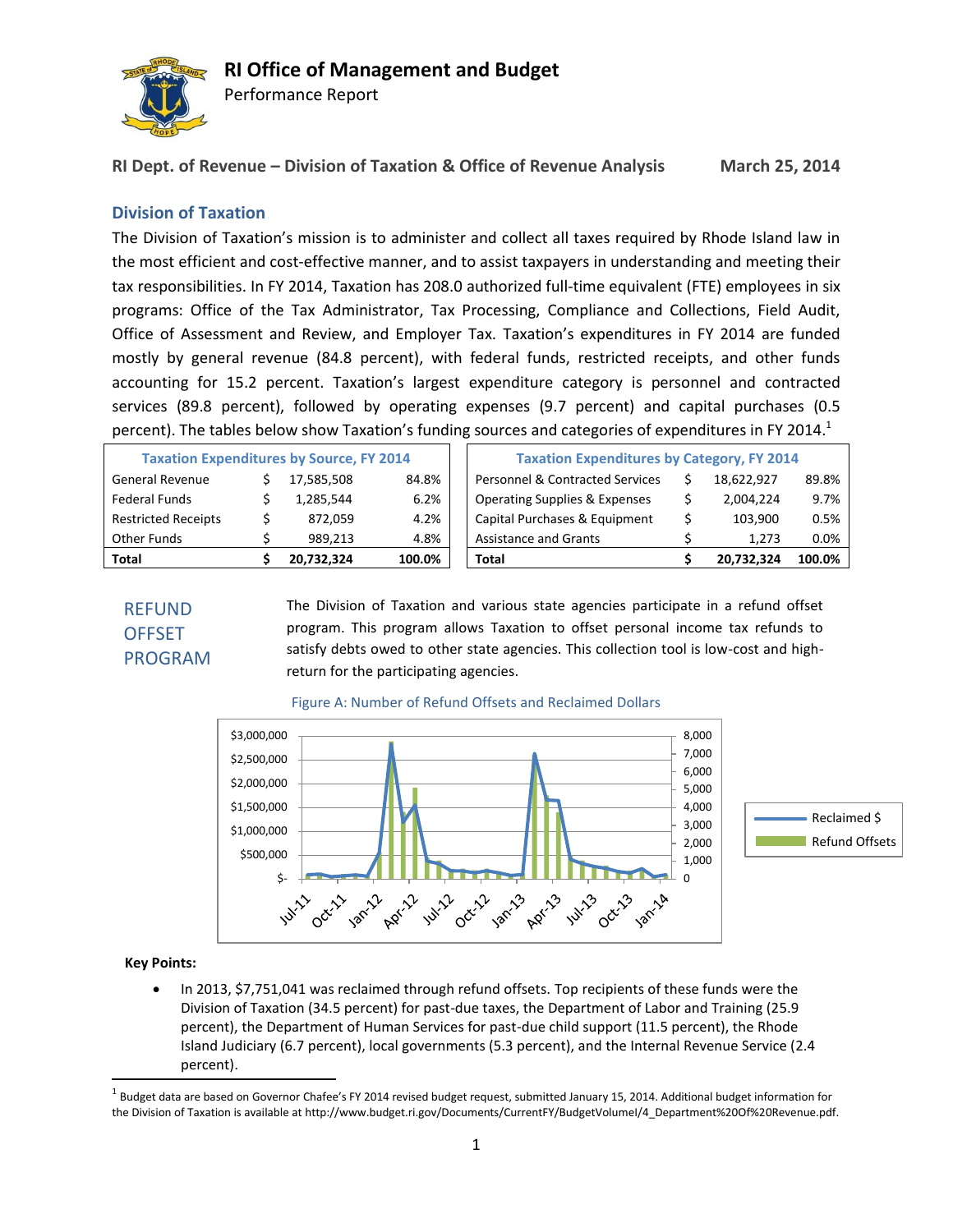# RI Office of Management and Budget

Performance Report

**RI Dept. of Revenue – Division of Taxation & Office of Revenue Analysis** **March 25, 2014**

## Division of Taxation

The Division of Taxation's mission is to administer and collect all taxes required by Rhode Island law in the most efficient and cost-effective manner, and to assist taxpayers in understanding and meeting their tax responsibilities. In FY 2014, Taxation has 208.0 authorized full-time equivalent (FTE) employees in six programs: Office of the Tax Administrator, Tax Processing, Compliance and Collections, Field Audit, Office of Assessment and Review, and Employer Tax. Taxation's expenditures in FY 2014 are funded mostly by general revenue (84.8 percent), with federal funds, restricted receipts, and other funds accounting for 15.2 percent. Taxation's largest expenditure category is personnel and contracted services (89.8 percent), followed by operating expenses (9.7 percent) and capital purchases (0.5 percent). The tables below show Taxation's funding sources and categories of expenditures in FY 2014.[1]

| Taxation Expenditures by Source, FY 2014 | | | |
|---|---|---|---|
| General Revenue | $ | 17,585,508 | 84.8% |
| Federal Funds | $ | 1,285,544 | 6.2% |
| Restricted Receipts | $ | 872,059 | 4.2% |
| Other Funds | $ | 989,213 | 4.8% |
| **Total** | **$** | **20,732,324** | **100.0%** |

| Taxation Expenditures by Category, FY 2014 | | | |
|---|---|---|---|
| Personnel & Contracted Services | $ | 18,622,927 | 89.8% |
| Operating Supplies & Expenses | $ | 2,004,224 | 9.7% |
| Capital Purchases & Equipment | $ | 103,900 | 0.5% |
| Assistance and Grants | $ | 1,273 | 0.0% |
| **Total** | **$** | **20,732,324** | **100.0%** |

## REFUND OFFSET PROGRAM

The Division of Taxation and various state agencies participate in a refund offset program. This program allows Taxation to offset personal income tax refunds to satisfy debts owed to other state agencies. This collection tool is low-cost and high-return for the participating agencies.

Figure A: Number of Refund Offsets and Reclaimed Dollars

**Key Points:**

- In 2013, $7,751,041 was reclaimed through refund offsets. Top recipients of these funds were the Division of Taxation (34.5 percent) for past-due taxes, the Department of Labor and Training (25.9 percent), the Department of Human Services for past-due child support (11.5 percent), the Rhode Island Judiciary (6.7 percent), local governments (5.3 percent), and the Internal Revenue Service (2.4 percent).

---

[1] Budget data are based on Governor Chafee's FY 2014 revised budget request, submitted January 15, 2014. Additional budget information for the Division of Taxation is available at http://www.budget.ri.gov/Documents/CurrentFY/BudgetVolumeI/4_Department%20Of%20Revenue.pdf.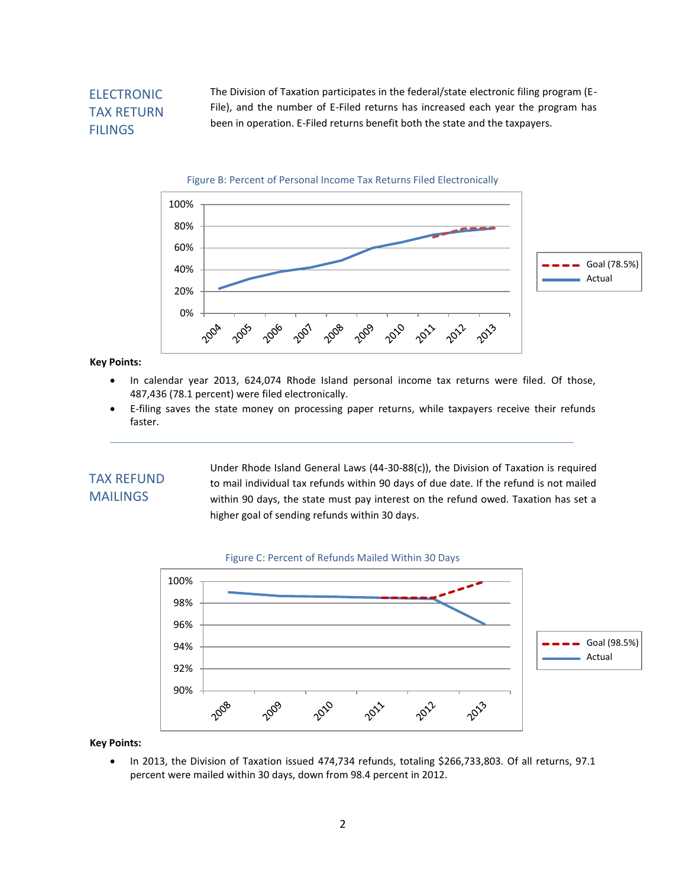## ELECTRONIC TAX RETURN FILINGS

The Division of Taxation participates in the federal/state electronic filing program (E-File), and the number of E-Filed returns has increased each year the program has been in operation. E-Filed returns benefit both the state and the taxpayers.

Figure B: Percent of Personal Income Tax Returns Filed Electronically

**Key Points:**

- In calendar year 2013, 624,074 Rhode Island personal income tax returns were filed. Of those, 487,436 (78.1 percent) were filed electronically.
- E-filing saves the state money on processing paper returns, while taxpayers receive their refunds faster.

---

## TAX REFUND MAILINGS

Under Rhode Island General Laws (44-30-88(c)), the Division of Taxation is required to mail individual tax refunds within 90 days of due date. If the refund is not mailed within 90 days, the state must pay interest on the refund owed. Taxation has set a higher goal of sending refunds within 30 days.

Figure C: Percent of Refunds Mailed Within 30 Days

**Key Points:**

- In 2013, the Division of Taxation issued 474,734 refunds, totaling $266,733,803. Of all returns, 97.1 percent were mailed within 30 days, down from 98.4 percent in 2012.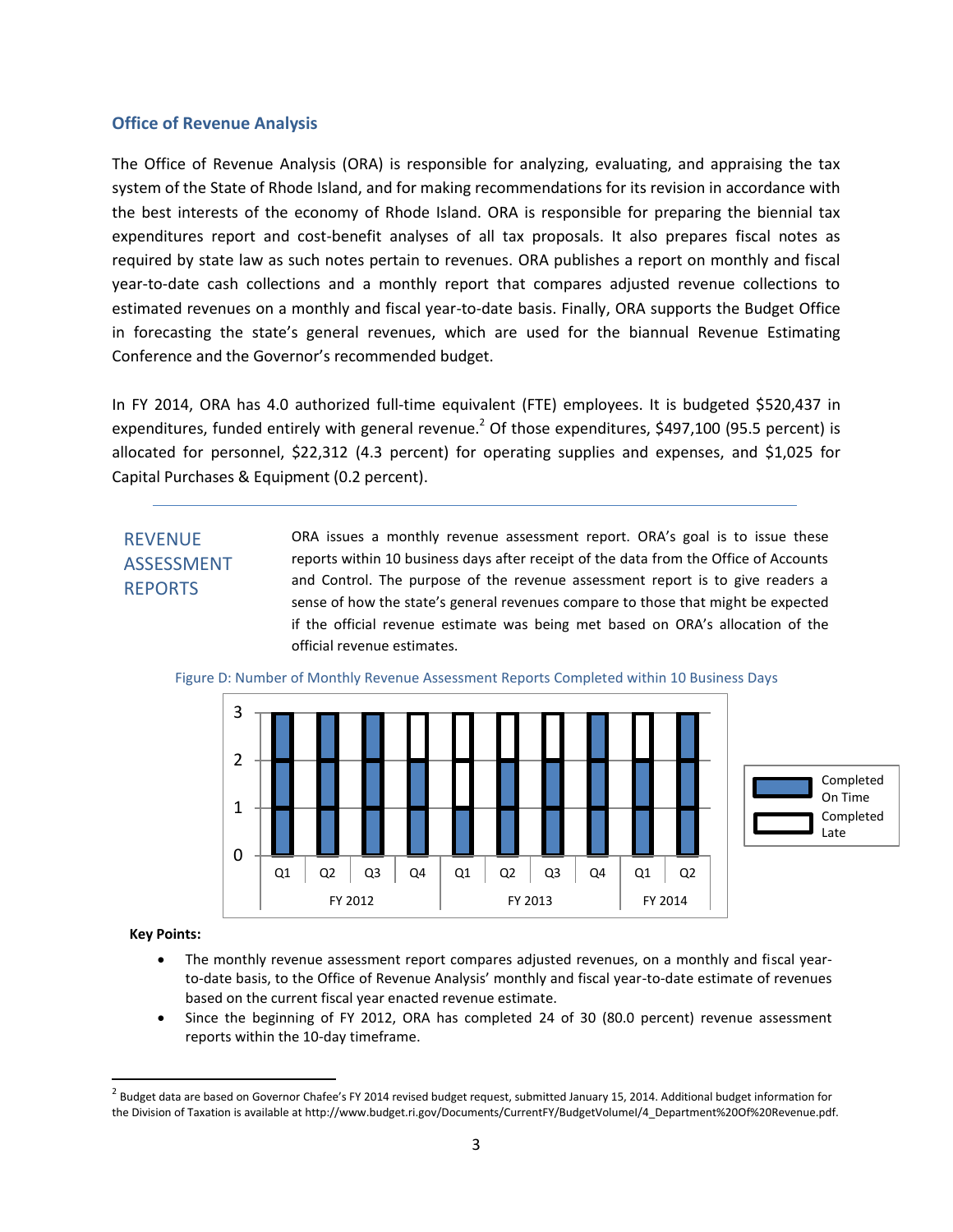## Office of Revenue Analysis

The Office of Revenue Analysis (ORA) is responsible for analyzing, evaluating, and appraising the tax system of the State of Rhode Island, and for making recommendations for its revision in accordance with the best interests of the economy of Rhode Island. ORA is responsible for preparing the biennial tax expenditures report and cost-benefit analyses of all tax proposals. It also prepares fiscal notes as required by state law as such notes pertain to revenues. ORA publishes a report on monthly and fiscal year-to-date cash collections and a monthly report that compares adjusted revenue collections to estimated revenues on a monthly and fiscal year-to-date basis. Finally, ORA supports the Budget Office in forecasting the state's general revenues, which are used for the biannual Revenue Estimating Conference and the Governor's recommended budget.

In FY 2014, ORA has 4.0 authorized full-time equivalent (FTE) employees. It is budgeted $520,437 in expenditures, funded entirely with general revenue.[2] Of those expenditures, $497,100 (95.5 percent) is allocated for personnel, $22,312 (4.3 percent) for operating supplies and expenses, and $1,025 for Capital Purchases & Equipment (0.2 percent).

---

### REVENUE ASSESSMENT REPORTS

ORA issues a monthly revenue assessment report. ORA's goal is to issue these reports within 10 business days after receipt of the data from the Office of Accounts and Control. The purpose of the revenue assessment report is to give readers a sense of how the state's general revenues compare to those that might be expected if the official revenue estimate was being met based on ORA's allocation of the official revenue estimates.

Figure D: Number of Monthly Revenue Assessment Reports Completed within 10 Business Days

| Fiscal Year | Quarter | Completed On Time | Completed Late |
|---|---|---|---|
| FY 2012 | Q1 | 3 | 0 |
| | Q2 | 3 | 0 |
| | Q3 | 3 | 0 |
| | Q4 | 2 | 1 |
| FY 2013 | Q1 | 1 | 2 |
| | Q2 | 2 | 1 |
| | Q3 | 2 | 1 |
| | Q4 | 3 | 0 |
| FY 2014 | Q1 | 2 | 1 |
| | Q2 | 3 | 0 |

**Key Points:**

- The monthly revenue assessment report compares adjusted revenues, on a monthly and fiscal year-to-date basis, to the Office of Revenue Analysis' monthly and fiscal year-to-date estimate of revenues based on the current fiscal year enacted revenue estimate.
- Since the beginning of FY 2012, ORA has completed 24 of 30 (80.0 percent) revenue assessment reports within the 10-day timeframe.

[2] Budget data are based on Governor Chafee's FY 2014 revised budget request, submitted January 15, 2014. Additional budget information for the Division of Taxation is available at http://www.budget.ri.gov/Documents/CurrentFY/BudgetVolumeI/4_Department%20Of%20Revenue.pdf.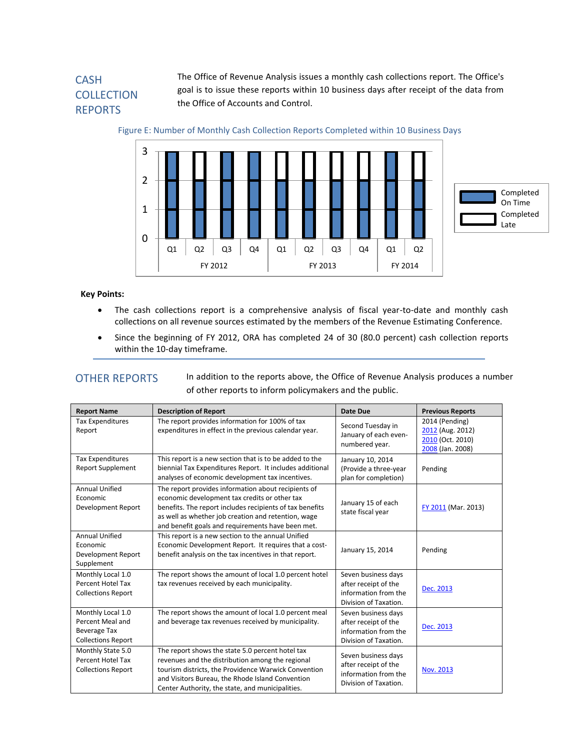## CASH COLLECTION REPORTS

The Office of Revenue Analysis issues a monthly cash collections report. The Office's goal is to issue these reports within 10 business days after receipt of the data from the Office of Accounts and Control.

Figure E: Number of Monthly Cash Collection Reports Completed within 10 Business Days

3
2
1
0
Q1 Q2 Q3 Q4 Q1 Q2 Q3 Q4 Q1 Q2
FY 2012 FY 2013 FY 2014

Completed On Time
Completed Late

**Key Points:**

- The cash collections report is a comprehensive analysis of fiscal year-to-date and monthly cash collections on all revenue sources estimated by the members of the Revenue Estimating Conference.
- Since the beginning of FY 2012, ORA has completed 24 of 30 (80.0 percent) cash collection reports within the 10-day timeframe.

## OTHER REPORTS

In addition to the reports above, the Office of Revenue Analysis produces a number of other reports to inform policymakers and the public.

| Report Name | Description of Report | Date Due | Previous Reports |
|---|---|---|---|
| Tax Expenditures Report | The report provides information for 100% of tax expenditures in effect in the previous calendar year. | Second Tuesday in January of each even-numbered year. | 2014 (Pending)<br>2012 (Aug. 2012)<br>2010 (Oct. 2010)<br>2008 (Jan. 2008) |
| Tax Expenditures Report Supplement | This report is a new section that is to be added to the biennial Tax Expenditures Report. It includes additional analyses of economic development tax incentives. | January 10, 2014 (Provide a three-year plan for completion) | Pending |
| Annual Unified Economic Development Report | The report provides information about recipients of economic development tax credits or other tax benefits. The report includes recipients of tax benefits as well as whether job creation and retention, wage and benefit goals and requirements have been met. | January 15 of each state fiscal year | FY 2011 (Mar. 2013) |
| Annual Unified Economic Development Report Supplement | This report is a new section to the annual Unified Economic Development Report. It requires that a cost-benefit analysis on the tax incentives in that report. | January 15, 2014 | Pending |
| Monthly Local 1.0 Percent Hotel Tax Collections Report | The report shows the amount of local 1.0 percent hotel tax revenues received by each municipality. | Seven business days after receipt of the information from the Division of Taxation. | Dec. 2013 |
| Monthly Local 1.0 Percent Meal and Beverage Tax Collections Report | The report shows the amount of local 1.0 percent meal and beverage tax revenues received by municipality. | Seven business days after receipt of the information from the Division of Taxation. | Dec. 2013 |
| Monthly State 5.0 Percent Hotel Tax Collections Report | The report shows the state 5.0 percent hotel tax revenues and the distribution among the regional tourism districts, the Providence Warwick Convention and Visitors Bureau, the Rhode Island Convention Center Authority, the state, and municipalities. | Seven business days after receipt of the information from the Division of Taxation. | Nov. 2013 |